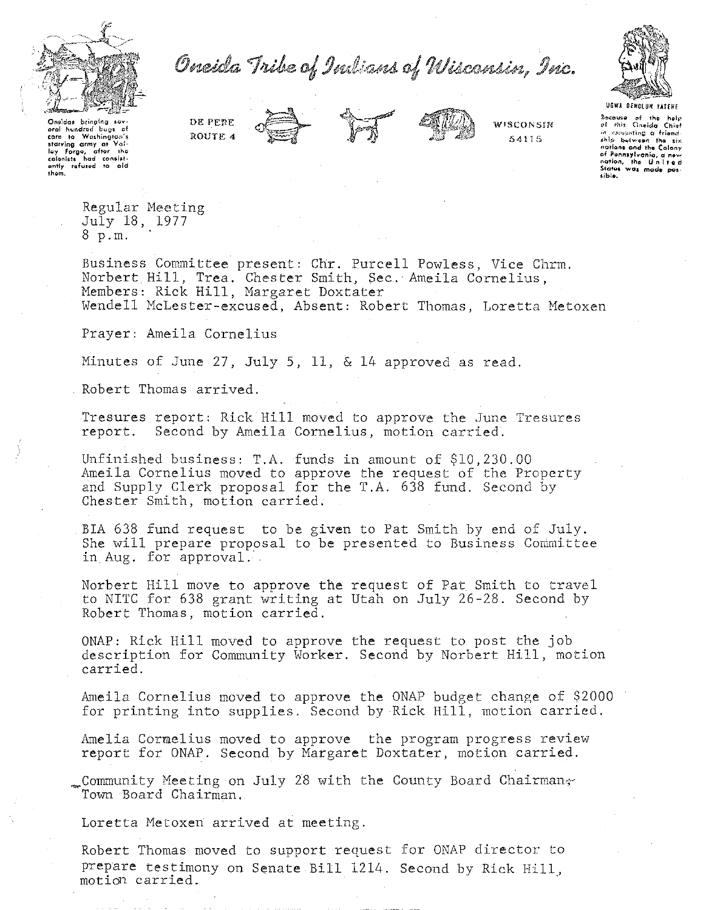# Oneida Tribe of Indians of Wisconsin, Inc.

Oneidas bringing several hundred bags of corn to Washington's starving army at Valley Forge, after the colonists had consistently refused to aid them.

DE PERE
ROUTE 4

WISCONSIN
54115

UGWA DEHOLUN YATEHE

Because of the help of this Oneida Chief in cementing a friendship between the six nations and the Colony of Pennsylvania, a new nation, the United States was made possible.

Regular Meeting
July 18, 1977
8 p.m.

Business Committee present: Chr. Purcell Powless, Vice Chrm. Norbert Hill, Trea. Chester Smith, Sec. Ameila Cornelius, Members: Rick Hill, Margaret Doxtater
Wendell McLester-excused, Absent: Robert Thomas, Loretta Metoxen

Prayer: Ameila Cornelius

Minutes of June 27, July 5, 11, & 14 approved as read.

Robert Thomas arrived.

Tresures report: Rick Hill moved to approve the June Tresures report. Second by Ameila Cornelius, motion carried.

Unfinished business: T.A. funds in amount of $10,230.00 Ameila Cornelius moved to approve the request of the Property and Supply Clerk proposal for the T.A. 638 fund. Second by Chester Smith, motion carried.

BIA 638 fund request to be given to Pat Smith by end of July. She will prepare proposal to be presented to Business Committee in Aug. for approval.

Norbert Hill move to approve the request of Pat Smith to travel to NITC for 638 grant writing at Utah on July 26-28. Second by Robert Thomas, motion carried.

ONAP: Rick Hill moved to approve the request to post the job description for Community Worker. Second by Norbert Hill, motion carried.

Ameila Cornelius moved to approve the ONAP budget change of $2000 for printing into supplies. Second by Rick Hill, motion carried.

Amelia Cormelius moved to approve the program progress review report for ONAP. Second by Margaret Doxtater, motion carried.

Community Meeting on July 28 with the County Board Chairman- Town Board Chairman.

Loretta Metoxen arrived at meeting.

Robert Thomas moved to support request for ONAP director to prepare testimony on Senate Bill 1214. Second by Rick Hill, motion carried.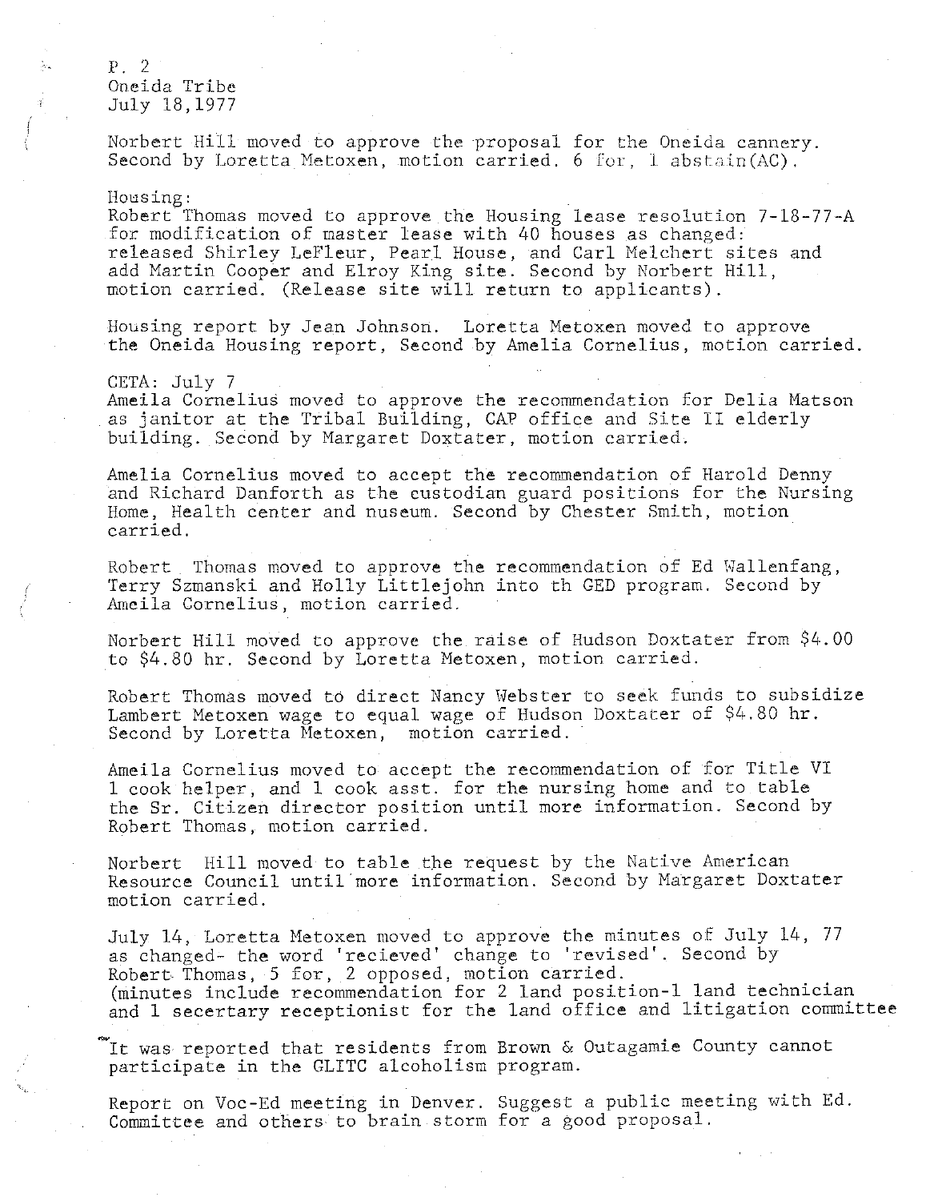P. 2
Oneida Tribe
July 18,1977

Norbert Hill moved to approve the proposal for the Oneida cannery. Second by Loretta Metoxen, motion carried. 6 for, 1 abstain(AC).

Housing:
Robert Thomas moved to approve the Housing lease resolution 7-18-77-A for modification of master lease with 40 houses as changed: released Shirley LeFleur, Pearl House, and Carl Melchert sites and add Martin Cooper and Elroy King site. Second by Norbert Hill, motion carried. (Release site will return to applicants).

Housing report by Jean Johnson. Loretta Metoxen moved to approve the Oneida Housing report, Second by Amelia Cornelius, motion carried.

CETA: July 7
Ameila Cornelius moved to approve the recommendation for Delia Matson as janitor at the Tribal Building, CAP office and Site II elderly building. Second by Margaret Doxtater, motion carried.

Amelia Cornelius moved to accept the recommendation of Harold Denny and Richard Danforth as the custodian guard positions for the Nursing Home, Health center and nuseum. Second by Chester Smith, motion carried.

Robert Thomas moved to approve the recommendation of Ed Wallenfang, Terry Szmanski and Holly Littlejohn into th GED program. Second by Ameila Cornelius, motion carried.

Norbert Hill moved to approve the raise of Hudson Doxtater from $4.00 to $4.80 hr. Second by Loretta Metoxen, motion carried.

Robert Thomas moved to direct Nancy Webster to seek funds to subsidize Lambert Metoxen wage to equal wage of Hudson Doxtater of $4.80 hr. Second by Loretta Metoxen, motion carried.

Ameila Cornelius moved to accept the recommendation of for Title VI 1 cook helper, and 1 cook asst. for the nursing home and to table the Sr. Citizen director position until more information. Second by Robert Thomas, motion carried.

Norbert Hill moved to table the request by the Native American Resource Council until more information. Second by Margaret Doxtater motion carried.

July 14, Loretta Metoxen moved to approve the minutes of July 14, 77 as changed- the word 'recieved' change to 'revised'. Second by Robert Thomas, 5 for, 2 opposed, motion carried.
(minutes include recommendation for 2 land position-1 land technician and 1 secertary receptionist for the land office and litigation committee

It was reported that residents from Brown & Outagamie County cannot participate in the GLITC alcoholism program.

Report on Voc-Ed meeting in Denver. Suggest a public meeting with Ed. Committee and others to brain storm for a good proposal.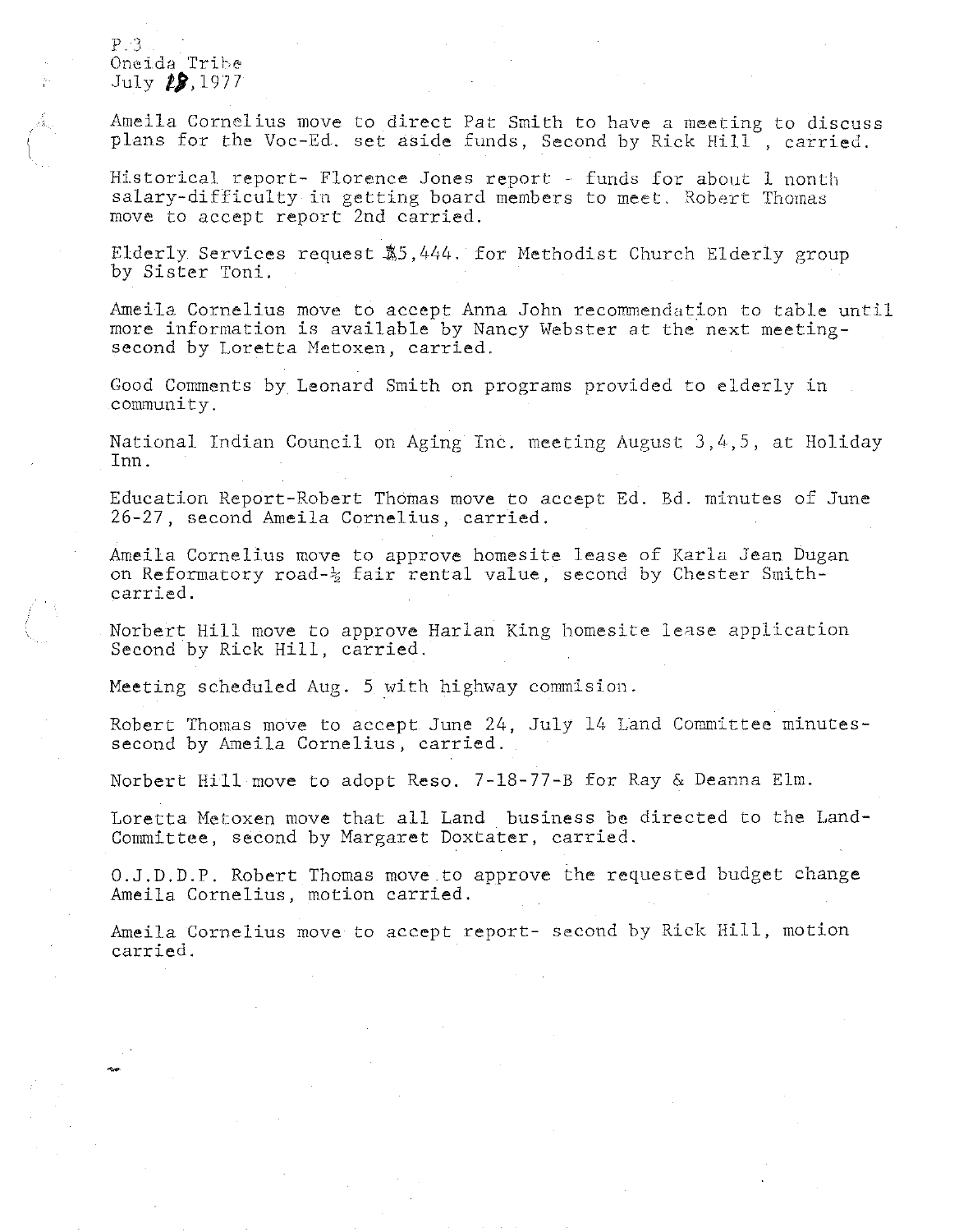Ameila Cornelius move to direct Pat Smith to have a meeting to discuss plans for the Voc-Ed. set aside funds, Second by Rick Hill , carried.

Historical report- Florence Jones report - funds for about 1 month salary-difficulty in getting board members to meet. Robert Thomas move to accept report 2nd carried.

Elderly Services request $5,444. for Methodist Church Elderly group by Sister Toni.

Ameila Cornelius move to accept Anna John recommendation to table until more information is available by Nancy Webster at the next meeting- second by Loretta Metoxen, carried.

Good Comments by Leonard Smith on programs provided to elderly in community.

National Indian Council on Aging Inc. meeting August 3,4,5, at Holiday Inn.

Education Report-Robert Thomas move to accept Ed. Bd. minutes of June 26-27, second Ameila Cornelius, carried.

Ameila Cornelius move to approve homesite lease of Karla Jean Dugan on Reformatory road-½ fair rental value, second by Chester Smith- carried.

Norbert Hill move to approve Harlan King homesite lease application Second by Rick Hill, carried.

Meeting scheduled Aug. 5 with highway commision.

Robert Thomas move to accept June 24, July 14 Land Committee minutes- second by Ameila Cornelius, carried.

Norbert Hill move to adopt Reso. 7-18-77-B for Ray & Deanna Elm.

Loretta Metoxen move that all Land business be directed to the Land-Committee, second by Margaret Doxtater, carried.

O.J.D.D.P. Robert Thomas move to approve the requested budget change Ameila Cornelius, motion carried.

Ameila Cornelius move to accept report- second by Rick Hill, motion carried.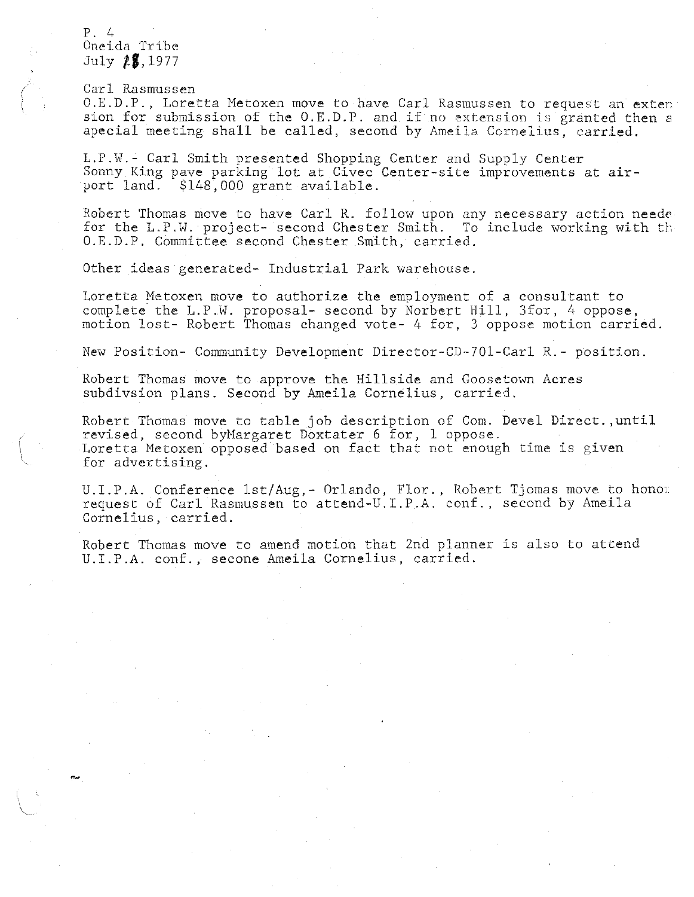P. 4
Oneida Tribe
July 28, 1977

Carl Rasmussen
O.E.D.P., Loretta Metoxen move to have Carl Rasmussen to request an exten sion for submission of the O.E.D.P. and if no extension is granted then a apecial meeting shall be called, second by Ameila Cornelius, carried.

L.P.W.- Carl Smith presented Shopping Center and Supply Center Sonny King pave parking lot at Civec Center-site improvements at air- port land. $148,000 grant available.

Robert Thomas move to have Carl R. follow upon any necessary action neede for the L.P.W. project- second Chester Smith. To include working with th O.E.D.P. Committee second Chester Smith, carried.

Other ideas generated- Industrial Park warehouse.

Loretta Metoxen move to authorize the employment of a consultant to complete the L.P.W. proposal- second by Norbert Hill, 3for, 4 oppose, motion lost- Robert Thomas changed vote- 4 for, 3 oppose motion carried.

New Position- Community Development Director-CD-701-Carl R.- position.

Robert Thomas move to approve the Hillside and Goosetown Acres subdivsion plans. Second by Ameila Cornelius, carried.

Robert Thomas move to table job description of Com. Devel Direct.,until revised, second byMargaret Doxtater 6 for, 1 oppose.
Loretta Metoxen opposed based on fact that not enough time is given for advertising.

U.I.P.A. Conference 1st/Aug,- Orlando, Flor., Robert Tjomas move to honor request of Carl Rasmussen to attend-U.I.P.A. conf., second by Ameila Cornelius, carried.

Robert Thomas move to amend motion that 2nd planner is also to attend U.I.P.A. conf., secone Ameila Cornelius, carried.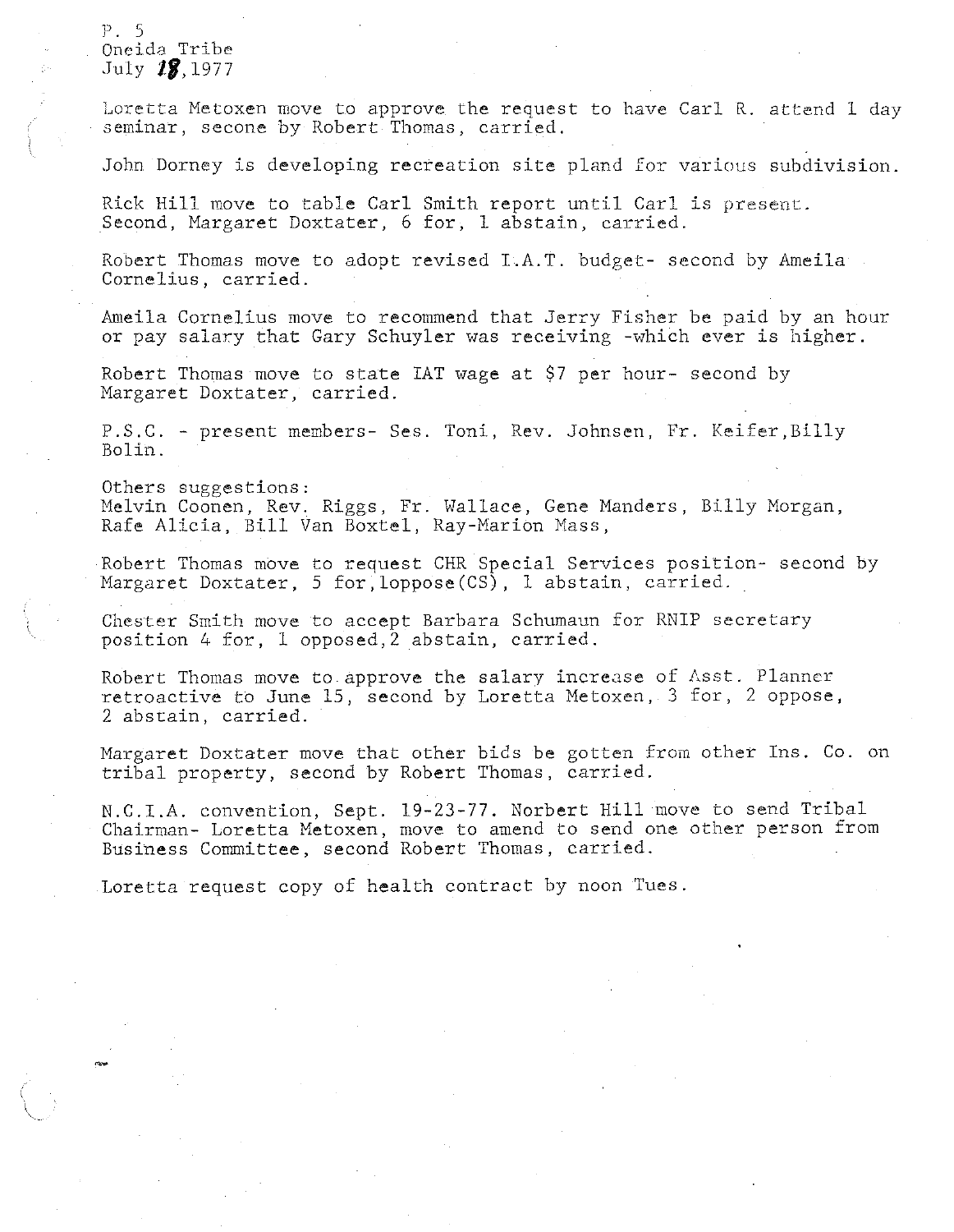P. 5
Oneida Tribe
July 18, 1977

Loretta Metoxen move to approve the request to have Carl R. attend 1 day seminar, secone by Robert Thomas, carried.

John Dorney is developing recreation site pland for various subdivision.

Rick Hill move to table Carl Smith report until Carl is present. Second, Margaret Doxtater, 6 for, 1 abstain, carried.

Robert Thomas move to adopt revised I.A.T. budget- second by Ameila Cornelius, carried.

Ameila Cornelius move to recommend that Jerry Fisher be paid by an hour or pay salary that Gary Schuyler was receiving -which ever is higher.

Robert Thomas move to state IAT wage at $7 per hour- second by Margaret Doxtater, carried.

P.S.C. - present members- Ses. Toni, Rev. Johnsen, Fr. Keifer, Billy Bolin.

Others suggestions:
Melvin Coonen, Rev. Riggs, Fr. Wallace, Gene Manders, Billy Morgan, Rafe Alicia, Bill Van Boxtel, Ray-Marion Mass,

Robert Thomas move to request CHR Special Services position- second by Margaret Doxtater, 5 for, 1oppose(CS), 1 abstain, carried.

Chester Smith move to accept Barbara Schumaun for RNIP secretary position 4 for, 1 opposed, 2 abstain, carried.

Robert Thomas move to approve the salary increase of Asst. Planner retroactive to June 15, second by Loretta Metoxen, 3 for, 2 oppose, 2 abstain, carried.

Margaret Doxtater move that other bids be gotten from other Ins. Co. on tribal property, second by Robert Thomas, carried.

N.C.I.A. convention, Sept. 19-23-77. Norbert Hill move to send Tribal Chairman- Loretta Metoxen, move to amend to send one other person from Business Committee, second Robert Thomas, carried.

Loretta request copy of health contract by noon Tues.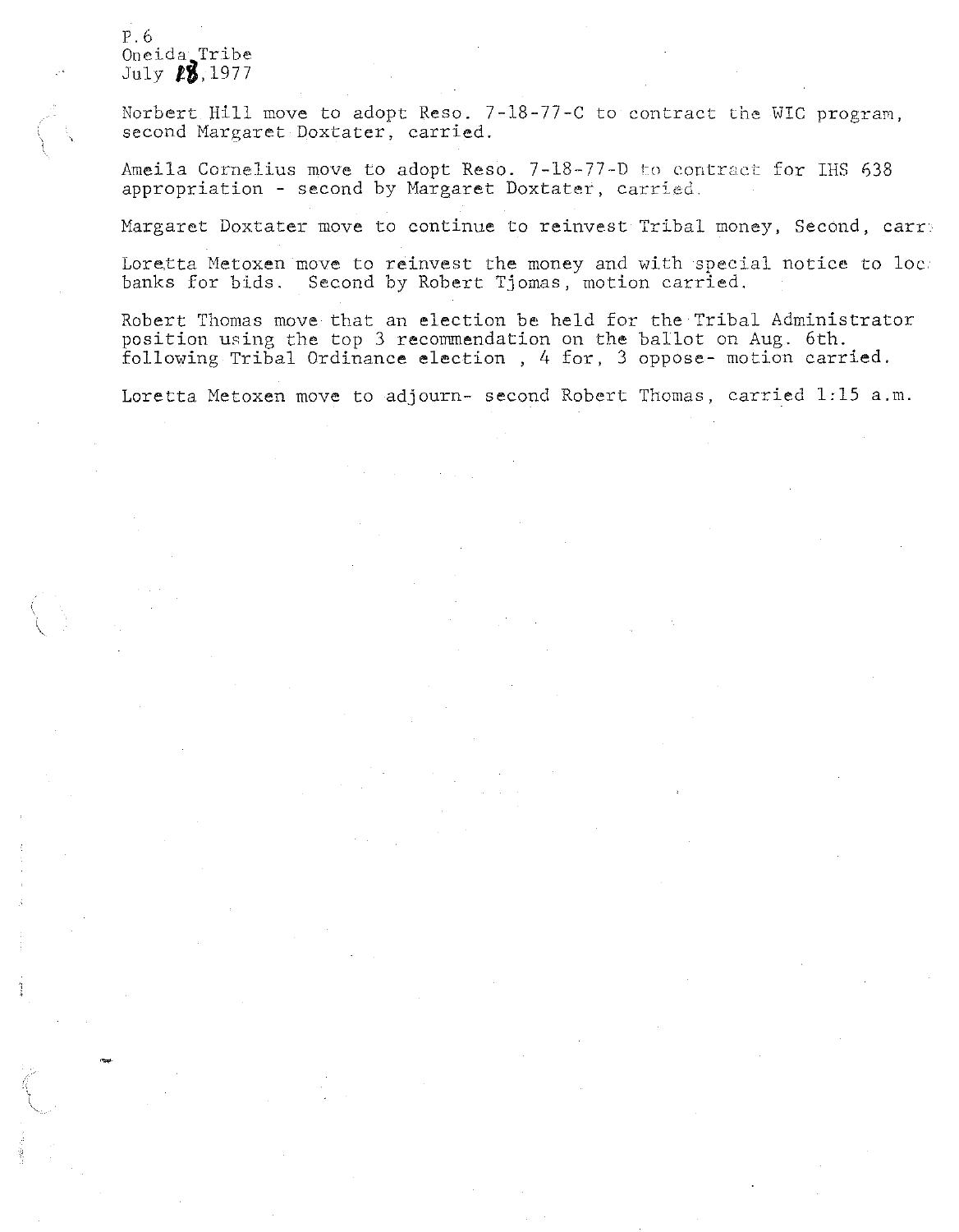Norbert Hill move to adopt Reso. 7-18-77-C to contract the WIC program, second Margaret Doxtater, carried.

Ameila Cornelius move to adopt Reso. 7-18-77-D to contract for IHS 638 appropriation - second by Margaret Doxtater, carried.

Margaret Doxtater move to continue to reinvest Tribal money, Second, carr

Loretta Metoxen move to reinvest the money and with special notice to loc banks for bids. Second by Robert Tjomas, motion carried.

Robert Thomas move that an election be held for the Tribal Administrator position using the top 3 recommendation on the ballot on Aug. 6th. following Tribal Ordinance election , 4 for, 3 oppose- motion carried.

Loretta Metoxen move to adjourn- second Robert Thomas, carried 1:15 a.m.